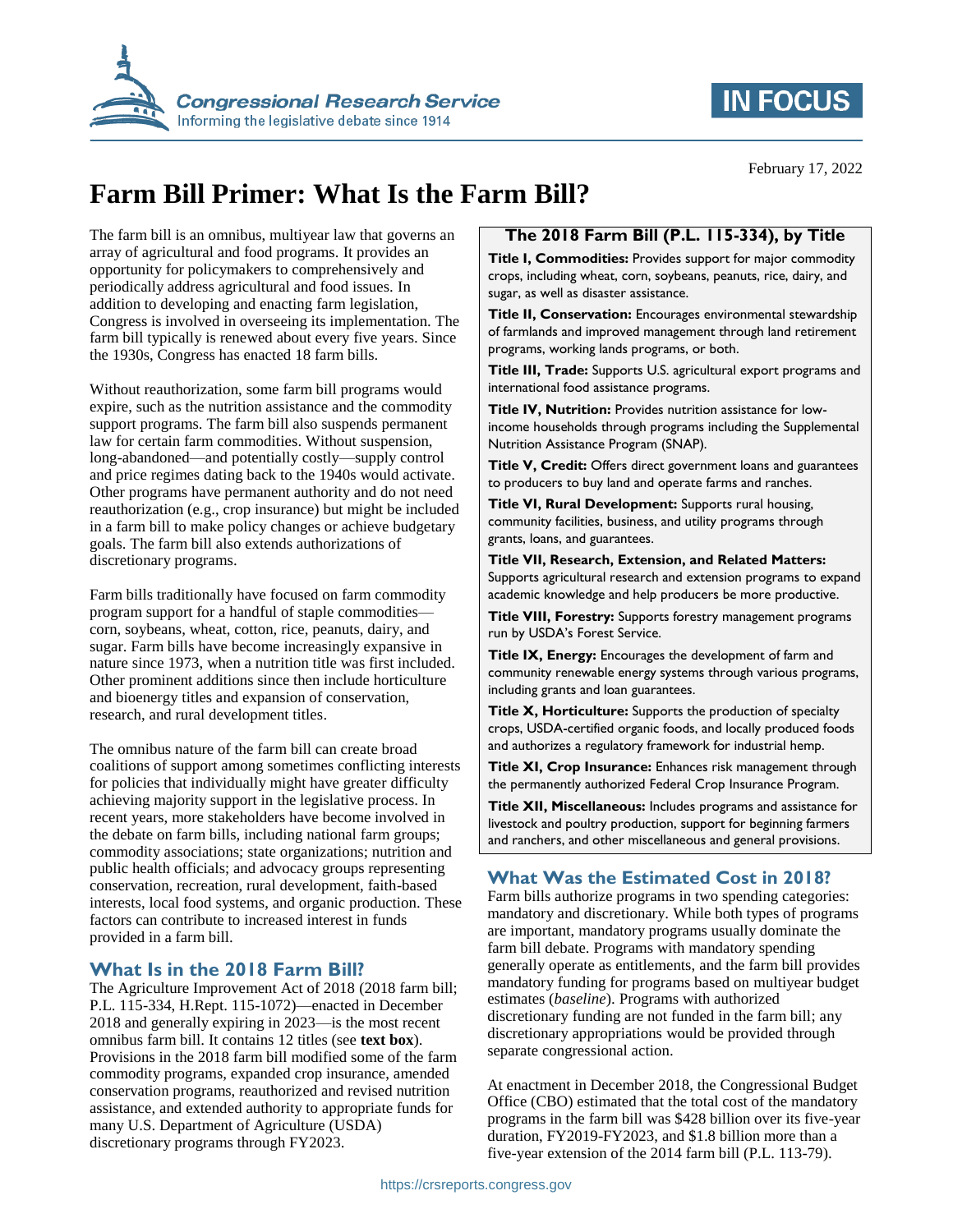# Farm Bill Primer: What Is the Farm Bill?

February 17, 2022

The farm bill is an omnibus, multiyear law that governs an array of agricultural and food programs. It provides an opportunity for policymakers to comprehensively and periodically address agricultural and food issues. In addition to developing and enacting farm legislation, Congress is involved in overseeing its implementation. The farm bill typically is renewed about every five years. Since the 1930s, Congress has enacted 18 farm bills.

Without reauthorization, some farm bill programs would expire, such as the nutrition assistance and the commodity support programs. The farm bill also suspends permanent law for certain farm commodities. Without suspension, long-abandoned—and potentially costly—supply control and price regimes dating back to the 1940s would activate. Other programs have permanent authority and do not need reauthorization (e.g., crop insurance) but might be included in a farm bill to make policy changes or achieve budgetary goals. The farm bill also extends authorizations of discretionary programs.

Farm bills traditionally have focused on farm commodity program support for a handful of staple commodities—corn, soybeans, wheat, cotton, rice, peanuts, dairy, and sugar. Farm bills have become increasingly expansive in nature since 1973, when a nutrition title was first included. Other prominent additions since then include horticulture and bioenergy titles and expansion of conservation, research, and rural development titles.

The omnibus nature of the farm bill can create broad coalitions of support among sometimes conflicting interests for policies that individually might have greater difficulty achieving majority support in the legislative process. In recent years, more stakeholders have become involved in the debate on farm bills, including national farm groups; commodity associations; state organizations; nutrition and public health officials; and advocacy groups representing conservation, recreation, rural development, faith-based interests, local food systems, and organic production. These factors can contribute to increased interest in funds provided in a farm bill.

## What Is in the 2018 Farm Bill?

The Agriculture Improvement Act of 2018 (2018 farm bill; P.L. 115-334, H.Rept. 115-1072)—enacted in December 2018 and generally expiring in 2023—is the most recent omnibus farm bill. It contains 12 titles (see **text box**). Provisions in the 2018 farm bill modified some of the farm commodity programs, expanded crop insurance, amended conservation programs, reauthorized and revised nutrition assistance, and extended authority to appropriate funds for many U.S. Department of Agriculture (USDA) discretionary programs through FY2023.

### The 2018 Farm Bill (P.L. 115-334), by Title

**Title I, Commodities:** Provides support for major commodity crops, including wheat, corn, soybeans, peanuts, rice, dairy, and sugar, as well as disaster assistance.

**Title II, Conservation:** Encourages environmental stewardship of farmlands and improved management through land retirement programs, working lands programs, or both.

**Title III, Trade:** Supports U.S. agricultural export programs and international food assistance programs.

**Title IV, Nutrition:** Provides nutrition assistance for low-income households through programs including the Supplemental Nutrition Assistance Program (SNAP).

**Title V, Credit:** Offers direct government loans and guarantees to producers to buy land and operate farms and ranches.

**Title VI, Rural Development:** Supports rural housing, community facilities, business, and utility programs through grants, loans, and guarantees.

**Title VII, Research, Extension, and Related Matters:** Supports agricultural research and extension programs to expand academic knowledge and help producers be more productive.

**Title VIII, Forestry:** Supports forestry management programs run by USDA's Forest Service.

**Title IX, Energy:** Encourages the development of farm and community renewable energy systems through various programs, including grants and loan guarantees.

**Title X, Horticulture:** Supports the production of specialty crops, USDA-certified organic foods, and locally produced foods and authorizes a regulatory framework for industrial hemp.

**Title XI, Crop Insurance:** Enhances risk management through the permanently authorized Federal Crop Insurance Program.

**Title XII, Miscellaneous:** Includes programs and assistance for livestock and poultry production, support for beginning farmers and ranchers, and other miscellaneous and general provisions.

## What Was the Estimated Cost in 2018?

Farm bills authorize programs in two spending categories: mandatory and discretionary. While both types of programs are important, mandatory programs usually dominate the farm bill debate. Programs with mandatory spending generally operate as entitlements, and the farm bill provides mandatory funding for programs based on multiyear budget estimates (*baseline*). Programs with authorized discretionary funding are not funded in the farm bill; any discretionary appropriations would be provided through separate congressional action.

At enactment in December 2018, the Congressional Budget Office (CBO) estimated that the total cost of the mandatory programs in the farm bill was $428 billion over its five-year duration, FY2019-FY2023, and $1.8 billion more than a five-year extension of the 2014 farm bill (P.L. 113-79).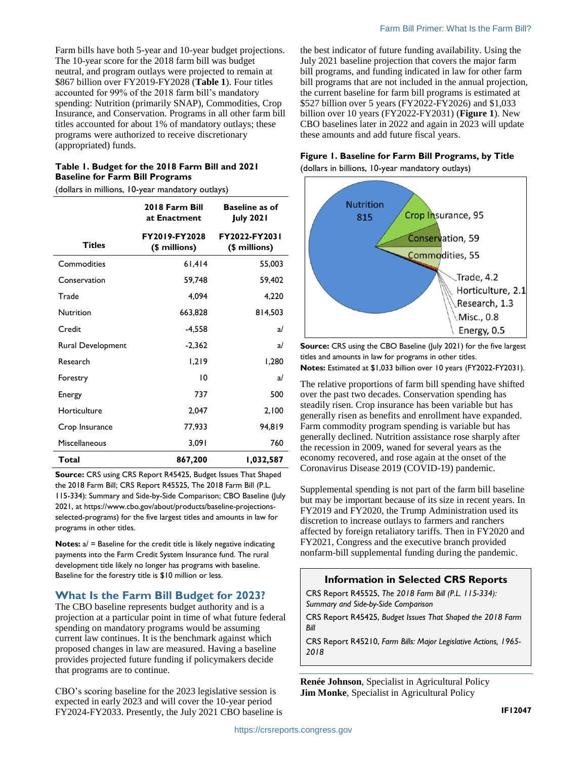Farm bills have both 5-year and 10-year budget projections. The 10-year score for the 2018 farm bill was budget neutral, and program outlays were projected to remain at $867 billion over FY2019-FY2028 (**Table 1**). Four titles accounted for 99% of the 2018 farm bill's mandatory spending: Nutrition (primarily SNAP), Commodities, Crop Insurance, and Conservation. Programs in all other farm bill titles accounted for about 1% of mandatory outlays; these programs were authorized to receive discretionary (appropriated) funds.

**Table 1. Budget for the 2018 Farm Bill and 2021 Baseline for Farm Bill Programs**

(dollars in millions, 10-year mandatory outlays)

| Titles | 2018 Farm Bill at Enactment FY2019-FY2028 ($ millions) | Baseline as of July 2021 FY2022-FY2031 ($ millions) |
|---|---|---|
| Commodities | 61,414 | 55,003 |
| Conservation | 59,748 | 59,402 |
| Trade | 4,094 | 4,220 |
| Nutrition | 663,828 | 814,503 |
| Credit | -4,558 | a/ |
| Rural Development | -2,362 | a/ |
| Research | 1,219 | 1,280 |
| Forestry | 10 | a/ |
| Energy | 737 | 500 |
| Horticulture | 2,047 | 2,100 |
| Crop Insurance | 77,933 | 94,819 |
| Miscellaneous | 3,091 | 760 |
| **Total** | **867,200** | **1,032,587** |

**Source:** CRS using CRS Report R45425, Budget Issues That Shaped the 2018 Farm Bill; CRS Report R45525, The 2018 Farm Bill (P.L. 115-334): Summary and Side-by-Side Comparison; CBO Baseline (July 2021, at https://www.cbo.gov/about/products/baseline-projections-selected-programs) for the five largest titles and amounts in law for programs in other titles.

**Notes:** a/ = Baseline for the credit title is likely negative indicating payments into the Farm Credit System Insurance fund. The rural development title likely no longer has programs with baseline. Baseline for the forestry title is $10 million or less.

## What Is the Farm Bill Budget for 2023?

The CBO baseline represents budget authority and is a projection at a particular point in time of what future federal spending on mandatory programs would be assuming current law continues. It is the benchmark against which proposed changes in law are measured. Having a baseline provides projected future funding if policymakers decide that programs are to continue.

CBO's scoring baseline for the 2023 legislative session is expected in early 2023 and will cover the 10-year period FY2024-FY2033. Presently, the July 2021 CBO baseline is the best indicator of future funding availability. Using the July 2021 baseline projection that covers the major farm bill programs, and funding indicated in law for other farm bill programs that are not included in the annual projection, the current baseline for farm bill programs is estimated at $527 billion over 5 years (FY2022-FY2026) and $1,033 billion over 10 years (FY2022-FY2031) (**Figure 1**). New CBO baselines later in 2022 and again in 2023 will update these amounts and add future fiscal years.

**Figure 1. Baseline for Farm Bill Programs, by Title**

(dollars in billions, 10-year mandatory outlays)

Nutrition 815; Crop Insurance, 95; Conservation, 59; Commodities, 55; Trade, 4.2; Horticulture, 2.1; Research, 1.3; Misc., 0.8; Energy, 0.5

**Source:** CRS using the CBO Baseline (July 2021) for the five largest titles and amounts in law for programs in other titles.

**Notes:** Estimated at $1,033 billion over 10 years (FY2022-FY2031).

The relative proportions of farm bill spending have shifted over the past two decades. Conservation spending has steadily risen. Crop insurance has been variable but has generally risen as benefits and enrollment have expanded. Farm commodity program spending is variable but has generally declined. Nutrition assistance rose sharply after the recession in 2009, waned for several years as the economy recovered, and rose again at the onset of the Coronavirus Disease 2019 (COVID-19) pandemic.

Supplemental spending is not part of the farm bill baseline but may be important because of its size in recent years. In FY2019 and FY2020, the Trump Administration used its discretion to increase outlays to farmers and ranchers affected by foreign retaliatory tariffs. Then in FY2020 and FY2021, Congress and the executive branch provided nonfarm-bill supplemental funding during the pandemic.

### Information in Selected CRS Reports

CRS Report R45525, *The 2018 Farm Bill (P.L. 115-334): Summary and Side-by-Side Comparison*

CRS Report R45425, *Budget Issues That Shaped the 2018 Farm Bill*

CRS Report R45210, *Farm Bills: Major Legislative Actions, 1965-2018*

**Renée Johnson**, Specialist in Agricultural Policy
**Jim Monke**, Specialist in Agricultural Policy

IF12047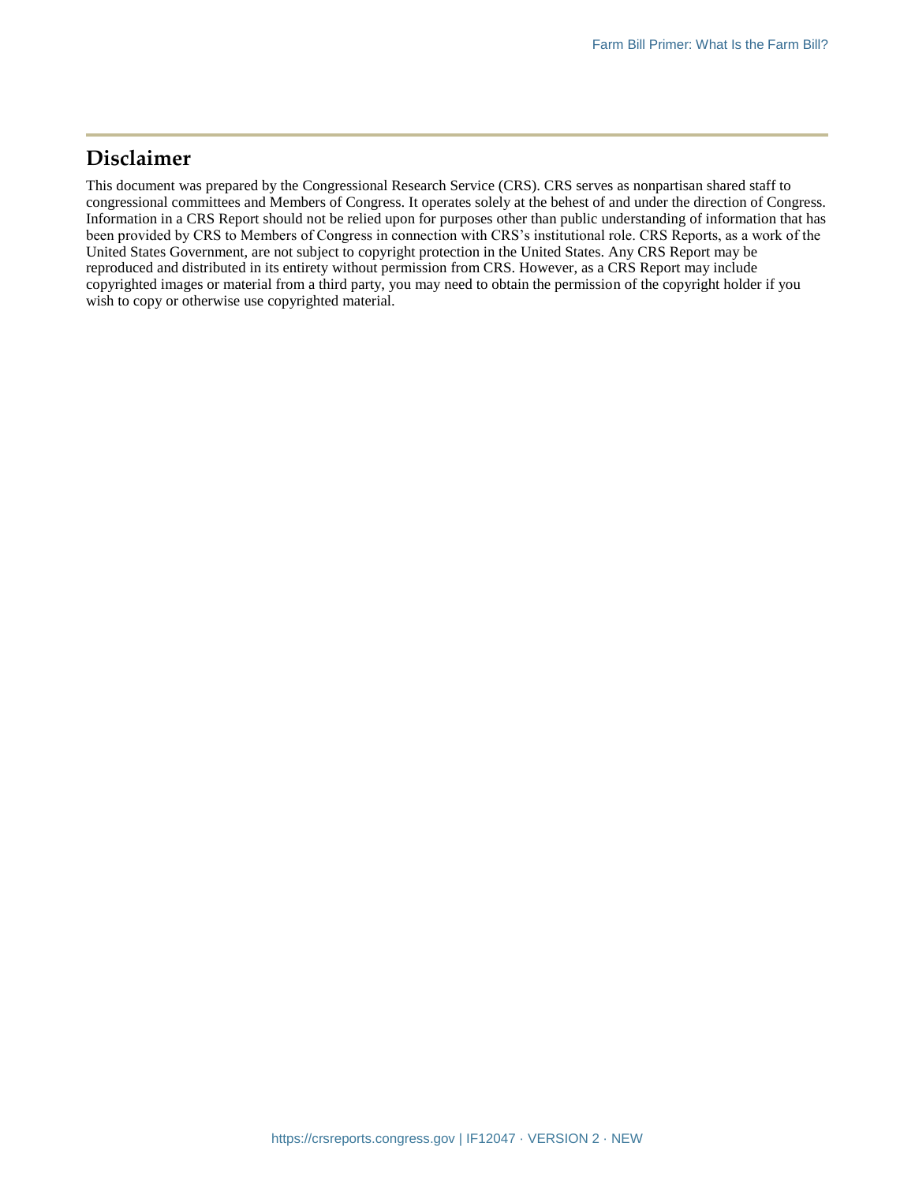## Disclaimer

This document was prepared by the Congressional Research Service (CRS). CRS serves as nonpartisan shared staff to congressional committees and Members of Congress. It operates solely at the behest of and under the direction of Congress. Information in a CRS Report should not be relied upon for purposes other than public understanding of information that has been provided by CRS to Members of Congress in connection with CRS's institutional role. CRS Reports, as a work of the United States Government, are not subject to copyright protection in the United States. Any CRS Report may be reproduced and distributed in its entirety without permission from CRS. However, as a CRS Report may include copyrighted images or material from a third party, you may need to obtain the permission of the copyright holder if you wish to copy or otherwise use copyrighted material.